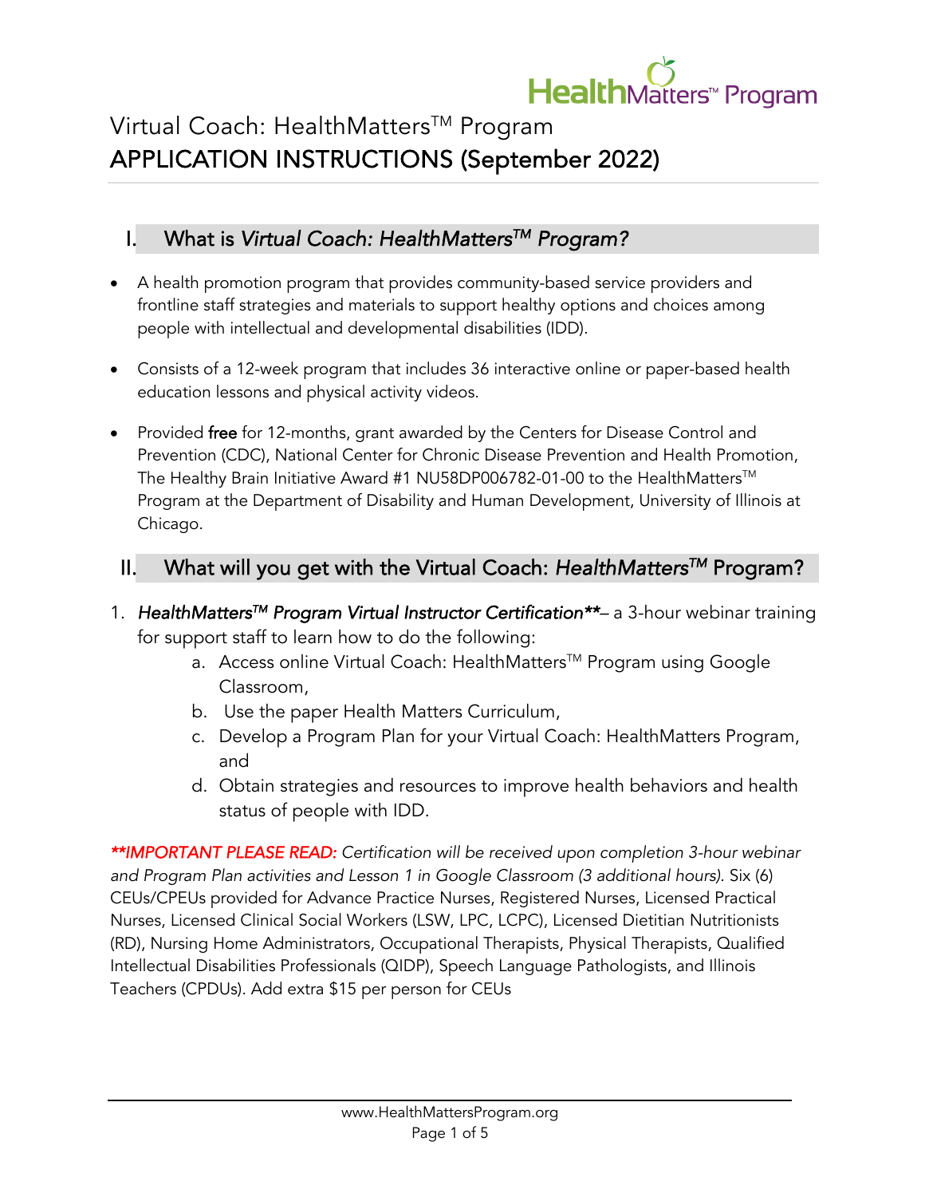# Virtual Coach: HealthMatters™ Program
# APPLICATION INSTRUCTIONS (September 2022)

## I. What is *Virtual Coach: HealthMatters™ Program?*

- A health promotion program that provides community-based service providers and frontline staff strategies and materials to support healthy options and choices among people with intellectual and developmental disabilities (IDD).
- Consists of a 12-week program that includes 36 interactive online or paper-based health education lessons and physical activity videos.
- Provided **free** for 12-months, grant awarded by the Centers for Disease Control and Prevention (CDC), National Center for Chronic Disease Prevention and Health Promotion, The Healthy Brain Initiative Award #1 NU58DP006782-01-00 to the HealthMatters™ Program at the Department of Disability and Human Development, University of Illinois at Chicago.

## II. What will you get with the Virtual Coach: *HealthMatters™* Program?

1. *HealthMatters™ Program Virtual Instructor Certification***– a 3-hour webinar training for support staff to learn how to do the following:
   a. Access online Virtual Coach: HealthMatters™ Program using Google Classroom,
   b. Use the paper Health Matters Curriculum,
   c. Develop a Program Plan for your Virtual Coach: HealthMatters Program, and
   d. Obtain strategies and resources to improve health behaviors and health status of people with IDD.

***\*\*IMPORTANT PLEASE READ:*** *Certification will be received upon completion 3-hour webinar and Program Plan activities and Lesson 1 in Google Classroom (3 additional hours).* Six (6) CEUs/CPEUs provided for Advance Practice Nurses, Registered Nurses, Licensed Practical Nurses, Licensed Clinical Social Workers (LSW, LPC, LCPC), Licensed Dietitian Nutritionists (RD), Nursing Home Administrators, Occupational Therapists, Physical Therapists, Qualified Intellectual Disabilities Professionals (QIDP), Speech Language Pathologists, and Illinois Teachers (CPDUs). Add extra $15 per person for CEUs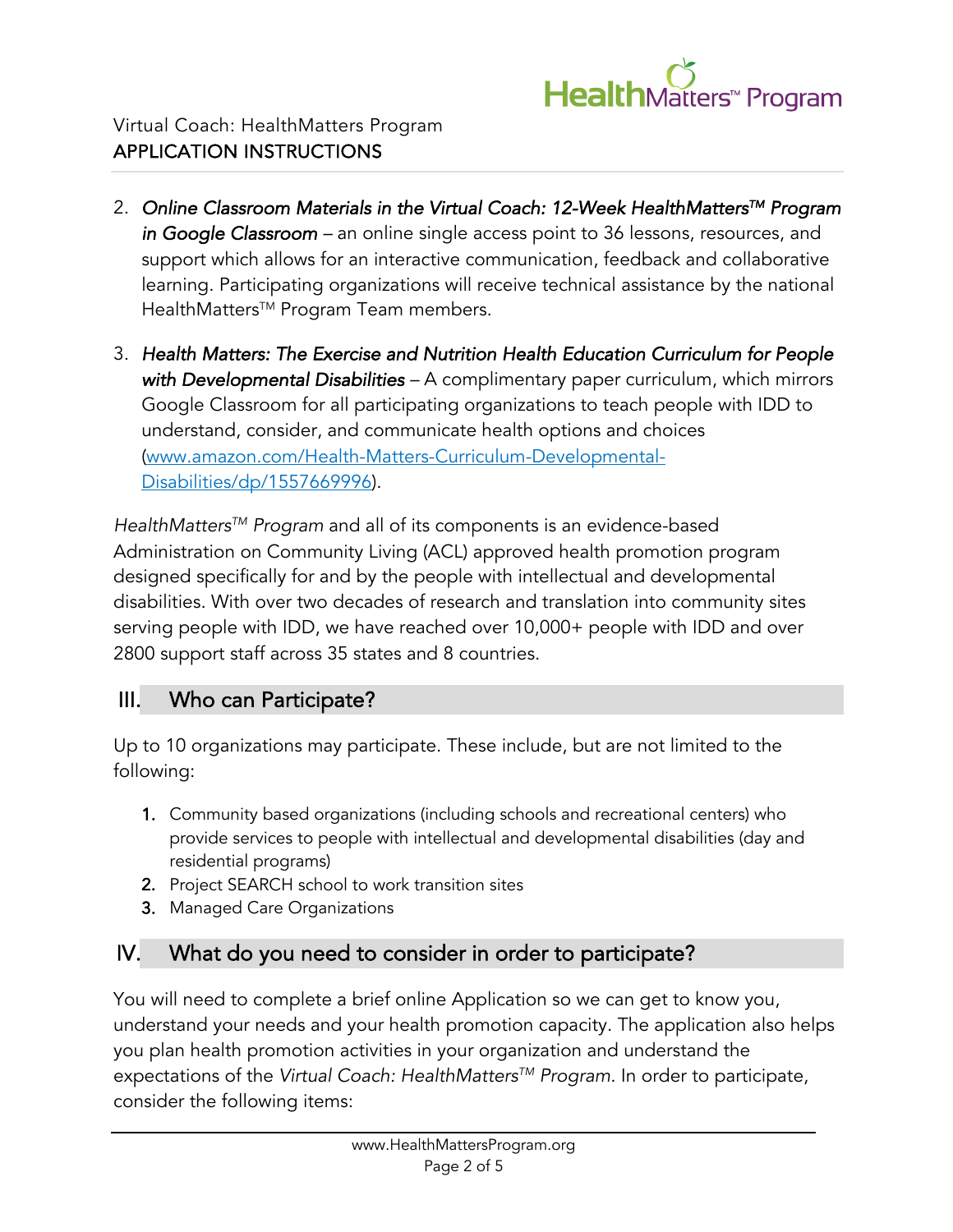2. *Online Classroom Materials in the Virtual Coach: 12-Week HealthMatters™ Program in Google Classroom* – an online single access point to 36 lessons, resources, and support which allows for an interactive communication, feedback and collaborative learning. Participating organizations will receive technical assistance by the national HealthMatters™ Program Team members.

3. *Health Matters: The Exercise and Nutrition Health Education Curriculum for People with Developmental Disabilities* – A complimentary paper curriculum, which mirrors Google Classroom for all participating organizations to teach people with IDD to understand, consider, and communicate health options and choices (www.amazon.com/Health-Matters-Curriculum-Developmental-Disabilities/dp/1557669996).

*HealthMatters™ Program* and all of its components is an evidence-based Administration on Community Living (ACL) approved health promotion program designed specifically for and by the people with intellectual and developmental disabilities. With over two decades of research and translation into community sites serving people with IDD, we have reached over 10,000+ people with IDD and over 2800 support staff across 35 states and 8 countries.

## III. Who can Participate?

Up to 10 organizations may participate. These include, but are not limited to the following:

1. Community based organizations (including schools and recreational centers) who provide services to people with intellectual and developmental disabilities (day and residential programs)
2. Project SEARCH school to work transition sites
3. Managed Care Organizations

## IV. What do you need to consider in order to participate?

You will need to complete a brief online Application so we can get to know you, understand your needs and your health promotion capacity. The application also helps you plan health promotion activities in your organization and understand the expectations of the *Virtual Coach: HealthMatters™ Program*. In order to participate, consider the following items: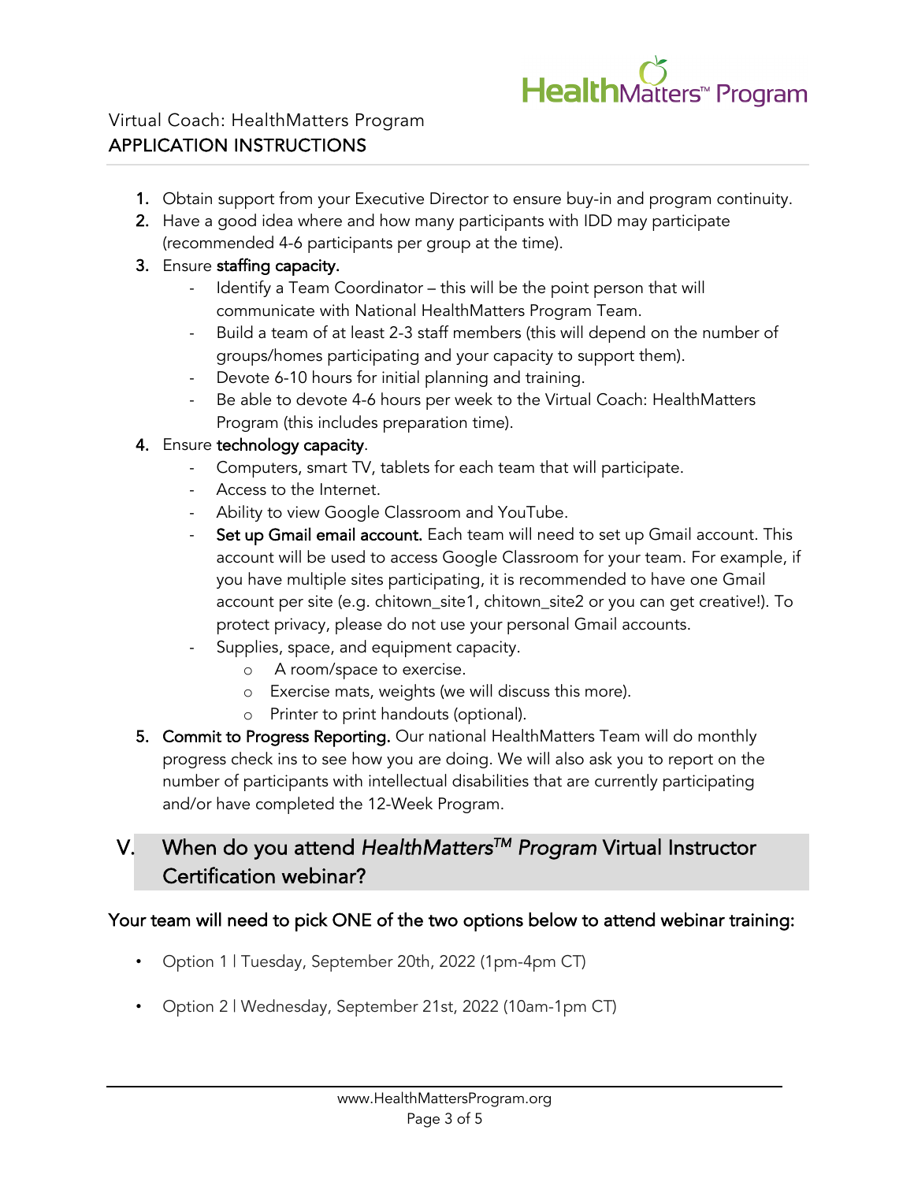Virtual Coach: HealthMatters Program
**APPLICATION INSTRUCTIONS**

1. Obtain support from your Executive Director to ensure buy-in and program continuity.
2. Have a good idea where and how many participants with IDD may participate (recommended 4-6 participants per group at the time).
3. Ensure **staffing capacity.**
   - Identify a Team Coordinator – this will be the point person that will communicate with National HealthMatters Program Team.
   - Build a team of at least 2-3 staff members (this will depend on the number of groups/homes participating and your capacity to support them).
   - Devote 6-10 hours for initial planning and training.
   - Be able to devote 4-6 hours per week to the Virtual Coach: HealthMatters Program (this includes preparation time).
4. Ensure **technology capacity**.
   - Computers, smart TV, tablets for each team that will participate.
   - Access to the Internet.
   - Ability to view Google Classroom and YouTube.
   - **Set up Gmail email account.** Each team will need to set up Gmail account. This account will be used to access Google Classroom for your team. For example, if you have multiple sites participating, it is recommended to have one Gmail account per site (e.g. chitown_site1, chitown_site2 or you can get creative!). To protect privacy, please do not use your personal Gmail accounts.
   - Supplies, space, and equipment capacity.
     - A room/space to exercise.
     - Exercise mats, weights (we will discuss this more).
     - Printer to print handouts (optional).
5. **Commit to Progress Reporting.** Our national HealthMatters Team will do monthly progress check ins to see how you are doing. We will also ask you to report on the number of participants with intellectual disabilities that are currently participating and/or have completed the 12-Week Program.

## V. When do you attend *HealthMatters™ Program* Virtual Instructor Certification webinar?

**Your team will need to pick ONE of the two options below to attend webinar training:**

- Option 1 | Tuesday, September 20th, 2022 (1pm-4pm CT)
- Option 2 | Wednesday, September 21st, 2022 (10am-1pm CT)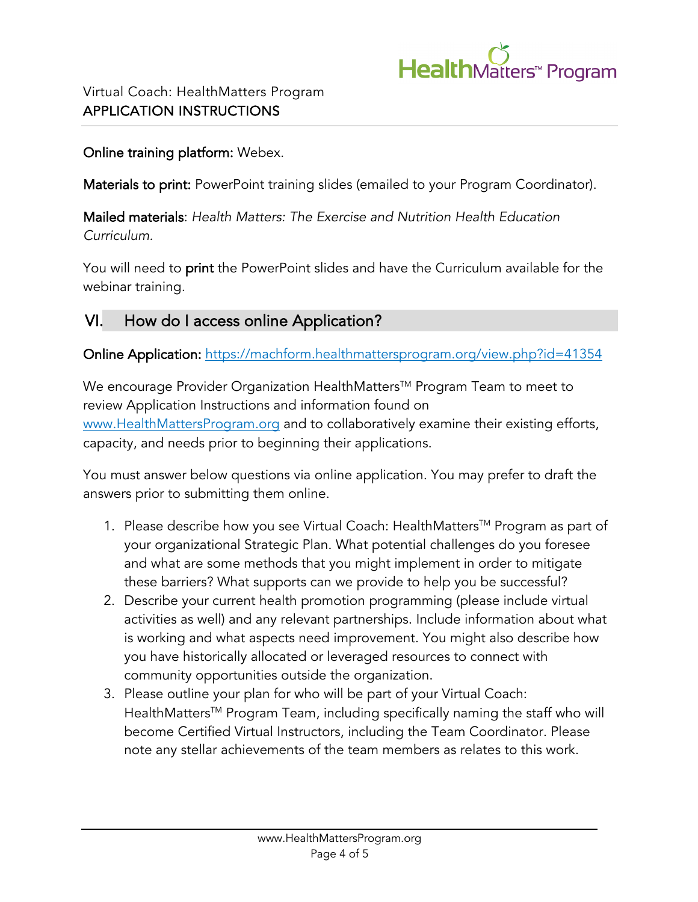**Online training platform:** Webex.

**Materials to print:** PowerPoint training slides (emailed to your Program Coordinator).

**Mailed materials**: *Health Matters: The Exercise and Nutrition Health Education Curriculum.*

You will need to **print** the PowerPoint slides and have the Curriculum available for the webinar training.

## VI. How do I access online Application?

**Online Application:** https://machform.healthmattersprogram.org/view.php?id=41354

We encourage Provider Organization HealthMatters™ Program Team to meet to review Application Instructions and information found on www.HealthMattersProgram.org and to collaboratively examine their existing efforts, capacity, and needs prior to beginning their applications.

You must answer below questions via online application. You may prefer to draft the answers prior to submitting them online.

1. Please describe how you see Virtual Coach: HealthMatters™ Program as part of your organizational Strategic Plan. What potential challenges do you foresee and what are some methods that you might implement in order to mitigate these barriers? What supports can we provide to help you be successful?
2. Describe your current health promotion programming (please include virtual activities as well) and any relevant partnerships. Include information about what is working and what aspects need improvement. You might also describe how you have historically allocated or leveraged resources to connect with community opportunities outside the organization.
3. Please outline your plan for who will be part of your Virtual Coach: HealthMatters™ Program Team, including specifically naming the staff who will become Certified Virtual Instructors, including the Team Coordinator. Please note any stellar achievements of the team members as relates to this work.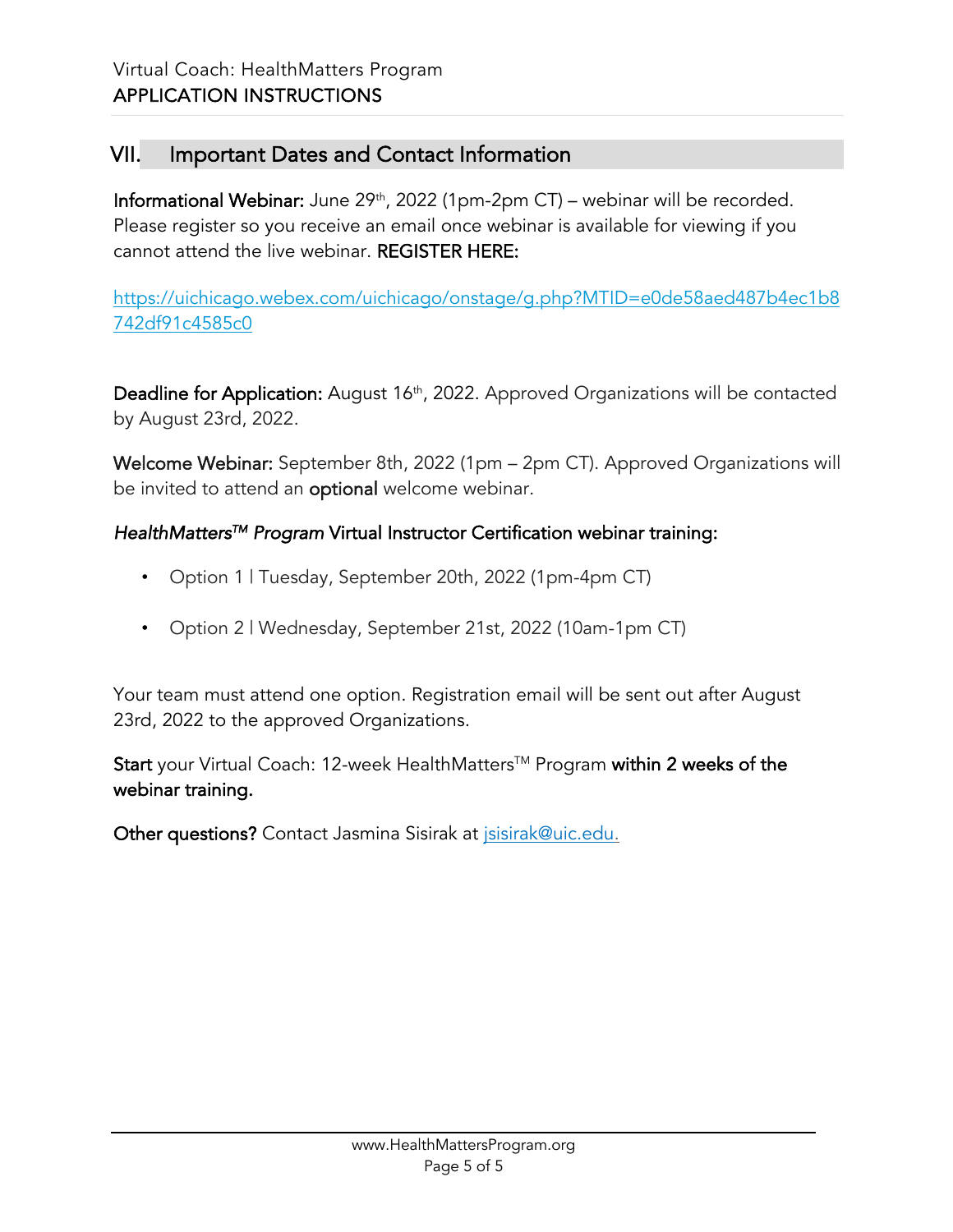## VII. Important Dates and Contact Information

**Informational Webinar:** June 29th, 2022 (1pm-2pm CT) – webinar will be recorded. Please register so you receive an email once webinar is available for viewing if you cannot attend the live webinar. **REGISTER HERE:**

https://uichicago.webex.com/uichicago/onstage/g.php?MTID=e0de58aed487b4ec1b8742df91c4585c0

**Deadline for Application:** August 16th, 2022. Approved Organizations will be contacted by August 23rd, 2022.

**Welcome Webinar:** September 8th, 2022 (1pm – 2pm CT). Approved Organizations will be invited to attend an **optional** welcome webinar.

***HealthMatters™ Program*** **Virtual Instructor Certification webinar training:**

- Option 1 | Tuesday, September 20th, 2022 (1pm-4pm CT)
- Option 2 | Wednesday, September 21st, 2022 (10am-1pm CT)

Your team must attend one option. Registration email will be sent out after August 23rd, 2022 to the approved Organizations.

**Start** your Virtual Coach: 12-week HealthMatters™ Program **within 2 weeks of the webinar training.**

**Other questions?** Contact Jasmina Sisirak at jsisirak@uic.edu.